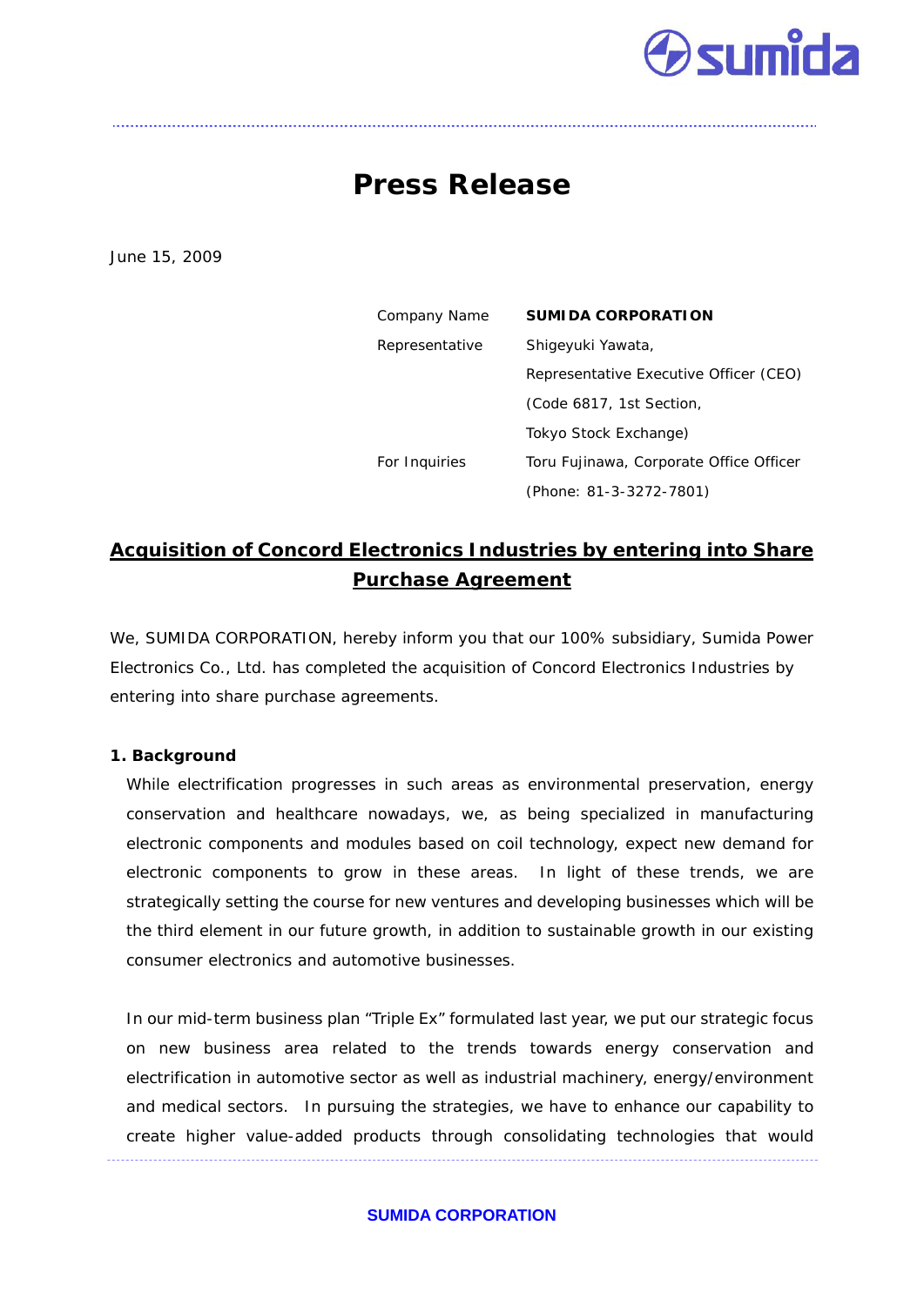# Press Release

June 15, 2009

| | |
|---|---|
| Company Name | **SUMIDA CORPORATION** |
| Representative | Shigeyuki Yawata, |
| | Representative Executive Officer (CEO) |
| | (Code 6817, 1st Section, |
| | Tokyo Stock Exchange) |
| For Inquiries | Toru Fujinawa, Corporate Office Officer |
| | (Phone: 81-3-3272-7801) |

## Acquisition of Concord Electronics Industries by entering into Share Purchase Agreement

We, SUMIDA CORPORATION, hereby inform you that our 100% subsidiary, Sumida Power Electronics Co., Ltd. has completed the acquisition of Concord Electronics Industries by entering into share purchase agreements.

### 1. Background

While electrification progresses in such areas as environmental preservation, energy conservation and healthcare nowadays, we, as being specialized in manufacturing electronic components and modules based on coil technology, expect new demand for electronic components to grow in these areas. In light of these trends, we are strategically setting the course for new ventures and developing businesses which will be the third element in our future growth, in addition to sustainable growth in our existing consumer electronics and automotive businesses.

In our mid-term business plan "Triple Ex" formulated last year, we put our strategic focus on new business area related to the trends towards energy conservation and electrification in automotive sector as well as industrial machinery, energy/environment and medical sectors. In pursuing the strategies, we have to enhance our capability to create higher value-added products through consolidating technologies that would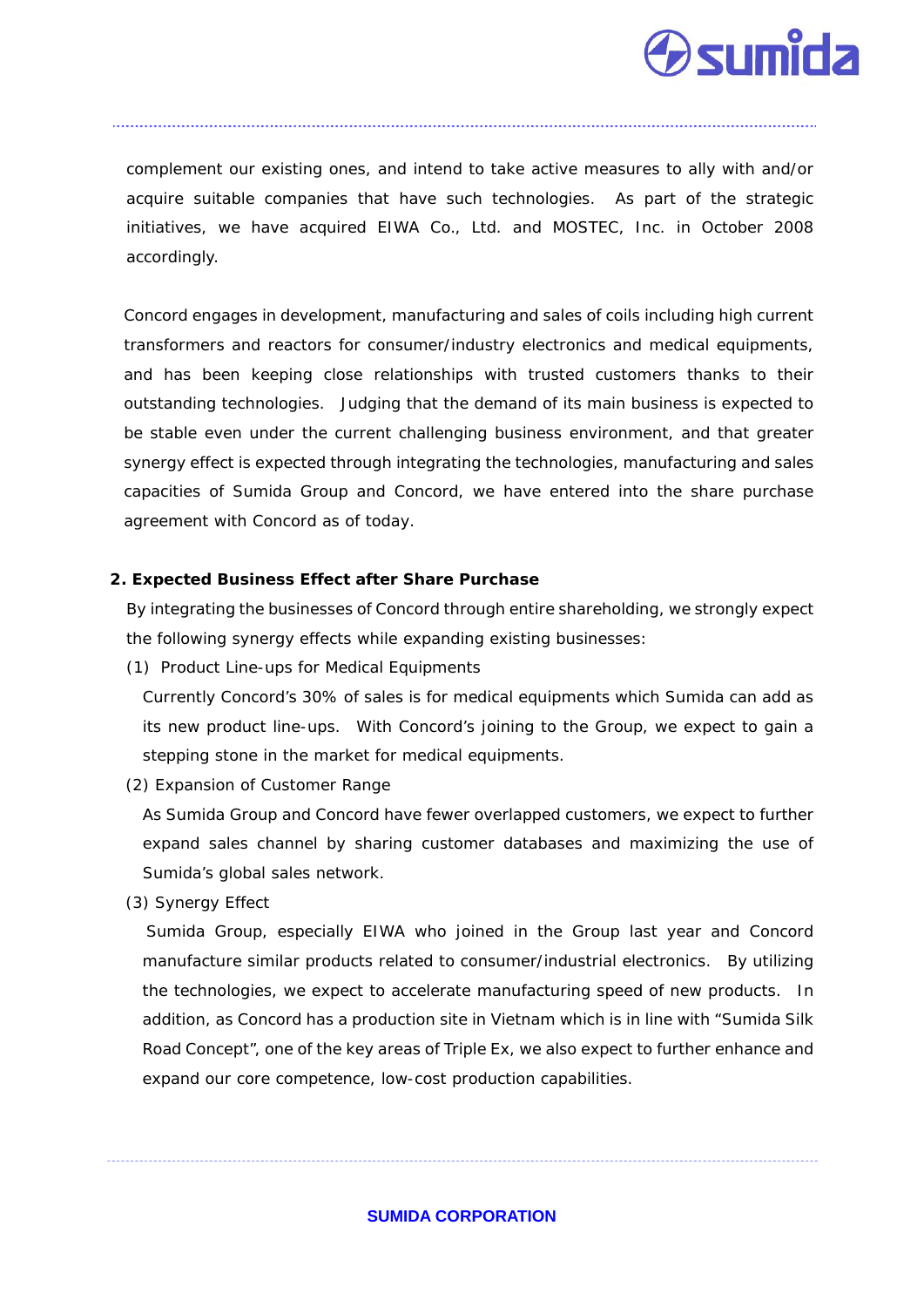complement our existing ones, and intend to take active measures to ally with and/or acquire suitable companies that have such technologies. As part of the strategic initiatives, we have acquired EIWA Co., Ltd. and MOSTEC, Inc. in October 2008 accordingly.

Concord engages in development, manufacturing and sales of coils including high current transformers and reactors for consumer/industry electronics and medical equipments, and has been keeping close relationships with trusted customers thanks to their outstanding technologies. Judging that the demand of its main business is expected to be stable even under the current challenging business environment, and that greater synergy effect is expected through integrating the technologies, manufacturing and sales capacities of Sumida Group and Concord, we have entered into the share purchase agreement with Concord as of today.

**2. Expected Business Effect after Share Purchase**

By integrating the businesses of Concord through entire shareholding, we strongly expect the following synergy effects while expanding existing businesses:

(1) Product Line-ups for Medical Equipments

Currently Concord's 30% of sales is for medical equipments which Sumida can add as its new product line-ups. With Concord's joining to the Group, we expect to gain a stepping stone in the market for medical equipments.

(2) Expansion of Customer Range

As Sumida Group and Concord have fewer overlapped customers, we expect to further expand sales channel by sharing customer databases and maximizing the use of Sumida's global sales network.

(3) Synergy Effect

Sumida Group, especially EIWA who joined in the Group last year and Concord manufacture similar products related to consumer/industrial electronics. By utilizing the technologies, we expect to accelerate manufacturing speed of new products. In addition, as Concord has a production site in Vietnam which is in line with "Sumida Silk Road Concept", one of the key areas of Triple Ex, we also expect to further enhance and expand our core competence, low-cost production capabilities.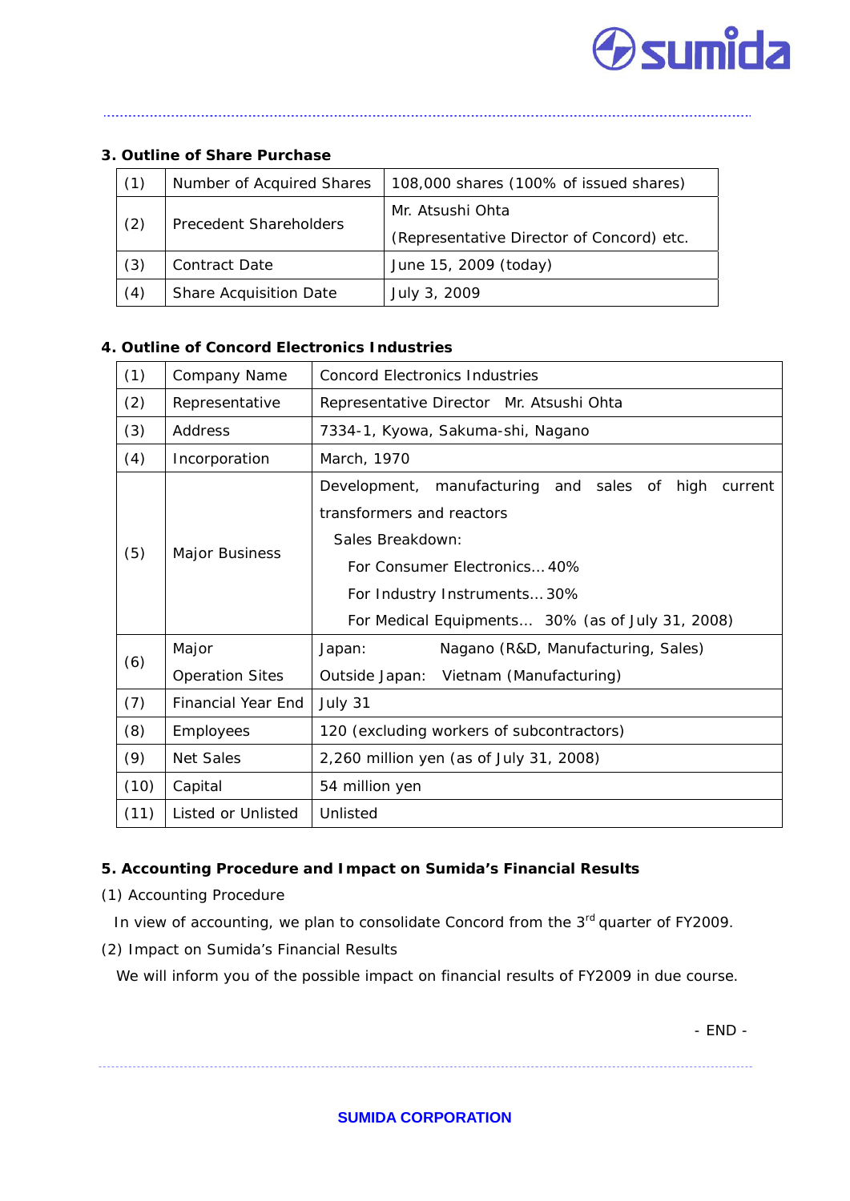### 3. Outline of Share Purchase

| | | |
|---|---|---|
| (1) | Number of Acquired Shares | 108,000 shares (100% of issued shares) |
| (2) | Precedent Shareholders | Mr. Atsushi Ohta<br>(Representative Director of Concord) etc. |
| (3) | Contract Date | June 15, 2009 (today) |
| (4) | Share Acquisition Date | July 3, 2009 |

### 4. Outline of Concord Electronics Industries

| | | |
|---|---|---|
| (1) | Company Name | Concord Electronics Industries |
| (2) | Representative | Representative Director Mr. Atsushi Ohta |
| (3) | Address | 7334-1, Kyowa, Sakuma-shi, Nagano |
| (4) | Incorporation | March, 1970 |
| (5) | Major Business | Development, manufacturing and sales of high current transformers and reactors<br>Sales Breakdown:<br>For Consumer Electronics... 40%<br>For Industry Instruments... 30%<br>For Medical Equipments... 30% (as of July 31, 2008) |
| (6) | Major Operation Sites | Japan: Nagano (R&D, Manufacturing, Sales)<br>Outside Japan: Vietnam (Manufacturing) |
| (7) | Financial Year End | July 31 |
| (8) | Employees | 120 (excluding workers of subcontractors) |
| (9) | Net Sales | 2,260 million yen (as of July 31, 2008) |
| (10) | Capital | 54 million yen |
| (11) | Listed or Unlisted | Unlisted |

### 5. Accounting Procedure and Impact on Sumida's Financial Results

(1) Accounting Procedure

In view of accounting, we plan to consolidate Concord from the 3rd quarter of FY2009.

(2) Impact on Sumida's Financial Results

We will inform you of the possible impact on financial results of FY2009 in due course.

- END -